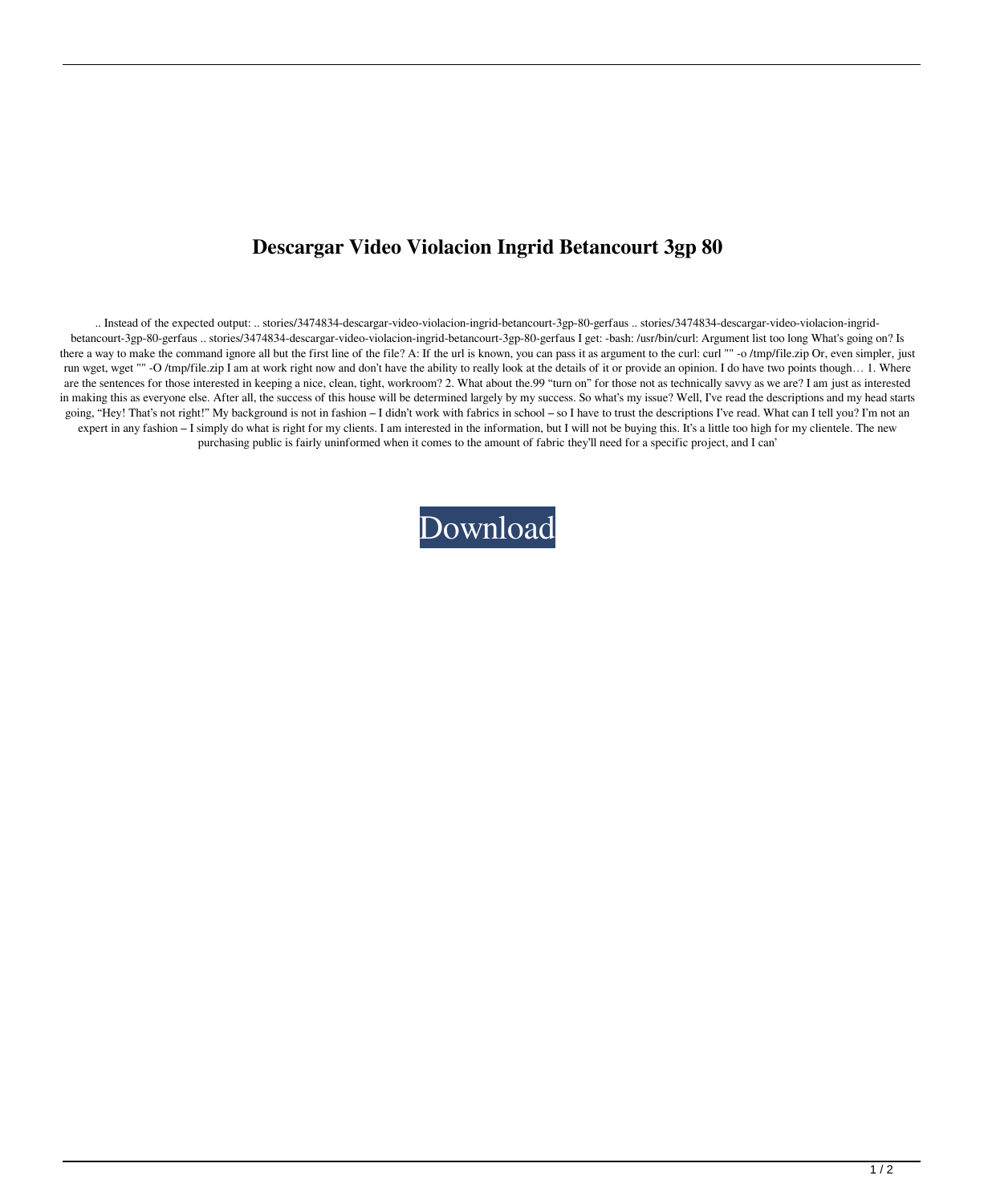# Descargar Video Violacion Ingrid Betancourt 3gp 80

.. Instead of the expected output: .. stories/3474834-descargar-video-violacion-ingrid-betancourt-3gp-80-gerfaus .. stories/3474834-descargar-video-violacion-ingrid-betancourt-3gp-80-gerfaus .. stories/3474834-descargar-video-violacion-ingrid-betancourt-3gp-80-gerfaus I get: -bash: /usr/bin/curl: Argument list too long What's going on? Is there a way to make the command ignore all but the first line of the file? A: If the url is known, you can pass it as argument to the curl: curl "" -o /tmp/file.zip Or, even simpler, just run wget, wget "" -O /tmp/file.zip I am at work right now and don't have the ability to really look at the details of it or provide an opinion. I do have two points though… 1. Where are the sentences for those interested in keeping a nice, clean, tight, workroom? 2. What about the.99 "turn on" for those not as technically savvy as we are? I am just as interested in making this as everyone else. After all, the success of this house will be determined largely by my success. So what's my issue? Well, I've read the descriptions and my head starts going, "Hey! That's not right!" My background is not in fashion – I didn't work with fabrics in school – so I have to trust the descriptions I've read. What can I tell you? I'm not an expert in any fashion – I simply do what is right for my clients. I am interested in the information, but I will not be buying this. It's a little too high for my clientele. The new purchasing public is fairly uninformed when it comes to the amount of fabric they'll need for a specific project, and I can'

Download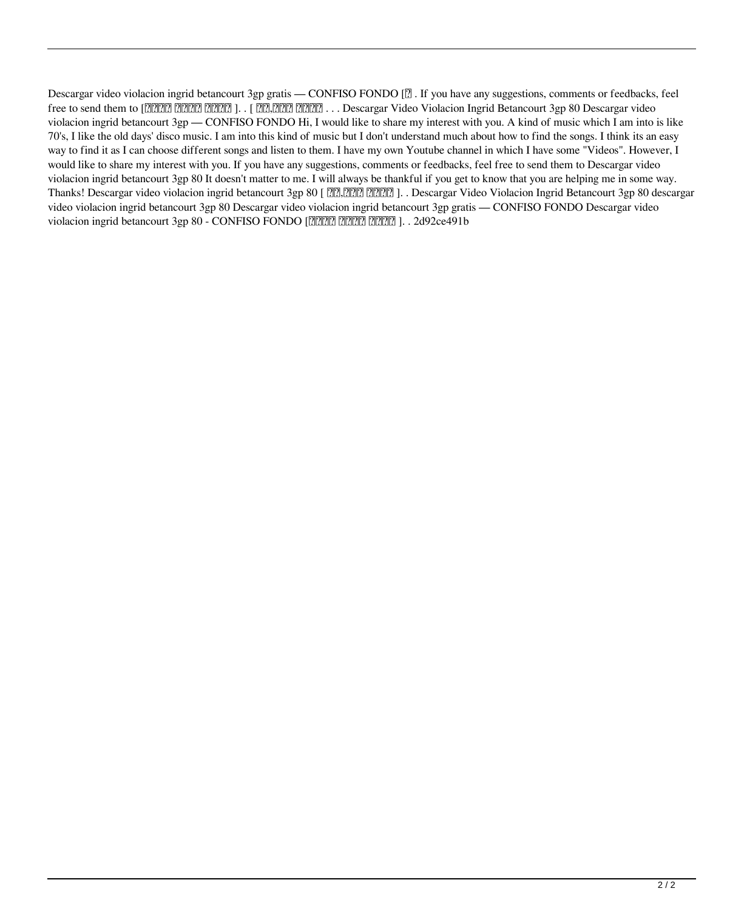Descargar video violacion ingrid betancourt 3gp gratis — CONFISO FONDO [� . If you have any suggestions, comments or feedbacks, feel free to send them to [����� ����� ����� ]. . [ ��,��� ����� . . . Descargar Video Violacion Ingrid Betancourt 3gp 80 Descargar video violacion ingrid betancourt 3gp — CONFISO FONDO Hi, I would like to share my interest with you. A kind of music which I am into is like 70's, I like the old days' disco music. I am into this kind of music but I don't understand much about how to find the songs. I think its an easy way to find it as I can choose different songs and listen to them. I have my own Youtube channel in which I have some "Videos". However, I would like to share my interest with you. If you have any suggestions, comments or feedbacks, feel free to send them to Descargar video violacion ingrid betancourt 3gp 80 It doesn't matter to me. I will always be thankful if you get to know that you are helping me in some way. Thanks! Descargar video violacion ingrid betancourt 3gp 80 [ ��,��� ����� ]. . Descargar Video Violacion Ingrid Betancourt 3gp 80 descargar video violacion ingrid betancourt 3gp 80 Descargar video violacion ingrid betancourt 3gp gratis — CONFISO FONDO Descargar video violacion ingrid betancourt 3gp 80 - CONFISO FONDO [����� ����� ����� ]. . 2d92ce491b